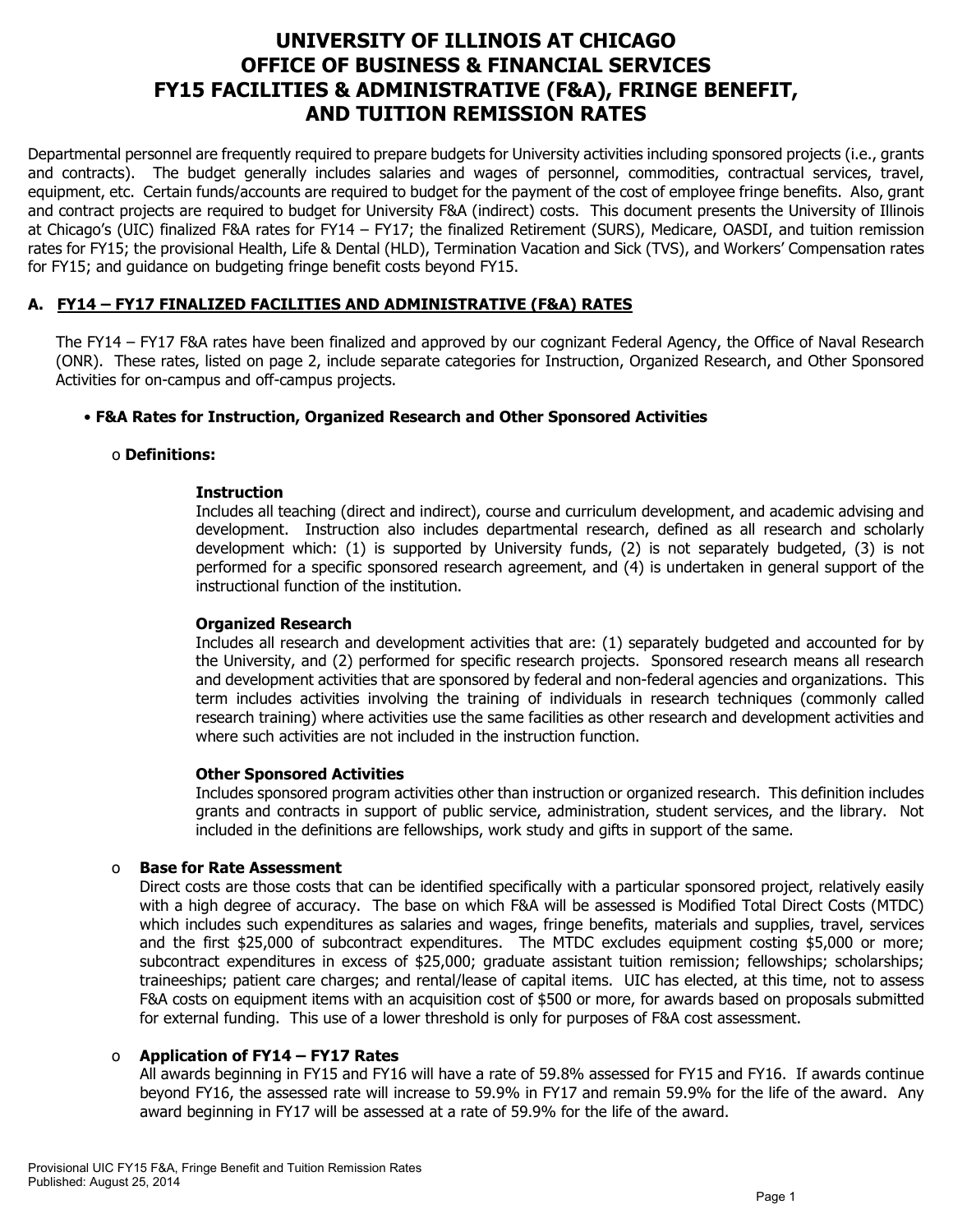# UNIVERSITY OF ILLINOIS AT CHICAGO
# OFFICE OF BUSINESS & FINANCIAL SERVICES
# FY15 FACILITIES & ADMINISTRATIVE (F&A), FRINGE BENEFIT, AND TUITION REMISSION RATES

Departmental personnel are frequently required to prepare budgets for University activities including sponsored projects (i.e., grants and contracts). The budget generally includes salaries and wages of personnel, commodities, contractual services, travel, equipment, etc. Certain funds/accounts are required to budget for the payment of the cost of employee fringe benefits. Also, grant and contract projects are required to budget for University F&A (indirect) costs. This document presents the University of Illinois at Chicago's (UIC) finalized F&A rates for FY14 – FY17; the finalized Retirement (SURS), Medicare, OASDI, and tuition remission rates for FY15; the provisional Health, Life & Dental (HLD), Termination Vacation and Sick (TVS), and Workers' Compensation rates for FY15; and guidance on budgeting fringe benefit costs beyond FY15.

## A. FY14 – FY17 FINALIZED FACILITIES AND ADMINISTRATIVE (F&A) RATES

The FY14 – FY17 F&A rates have been finalized and approved by our cognizant Federal Agency, the Office of Naval Research (ONR). These rates, listed on page 2, include separate categories for Instruction, Organized Research, and Other Sponsored Activities for on-campus and off-campus projects.

- **F&A Rates for Instruction, Organized Research and Other Sponsored Activities**

  - **Definitions:**

    **Instruction**
    Includes all teaching (direct and indirect), course and curriculum development, and academic advising and development. Instruction also includes departmental research, defined as all research and scholarly development which: (1) is supported by University funds, (2) is not separately budgeted, (3) is not performed for a specific sponsored research agreement, and (4) is undertaken in general support of the instructional function of the institution.

    **Organized Research**
    Includes all research and development activities that are: (1) separately budgeted and accounted for by the University, and (2) performed for specific research projects. Sponsored research means all research and development activities that are sponsored by federal and non-federal agencies and organizations. This term includes activities involving the training of individuals in research techniques (commonly called research training) where activities use the same facilities as other research and development activities and where such activities are not included in the instruction function.

    **Other Sponsored Activities**
    Includes sponsored program activities other than instruction or organized research. This definition includes grants and contracts in support of public service, administration, student services, and the library. Not included in the definitions are fellowships, work study and gifts in support of the same.

  - **Base for Rate Assessment**
    Direct costs are those costs that can be identified specifically with a particular sponsored project, relatively easily with a high degree of accuracy. The base on which F&A will be assessed is Modified Total Direct Costs (MTDC) which includes such expenditures as salaries and wages, fringe benefits, materials and supplies, travel, services and the first $25,000 of subcontract expenditures. The MTDC excludes equipment costing $5,000 or more; subcontract expenditures in excess of $25,000; graduate assistant tuition remission; fellowships; scholarships; traineeships; patient care charges; and rental/lease of capital items. UIC has elected, at this time, not to assess F&A costs on equipment items with an acquisition cost of $500 or more, for awards based on proposals submitted for external funding. This use of a lower threshold is only for purposes of F&A cost assessment.

  - **Application of FY14 – FY17 Rates**
    All awards beginning in FY15 and FY16 will have a rate of 59.8% assessed for FY15 and FY16. If awards continue beyond FY16, the assessed rate will increase to 59.9% in FY17 and remain 59.9% for the life of the award. Any award beginning in FY17 will be assessed at a rate of 59.9% for the life of the award.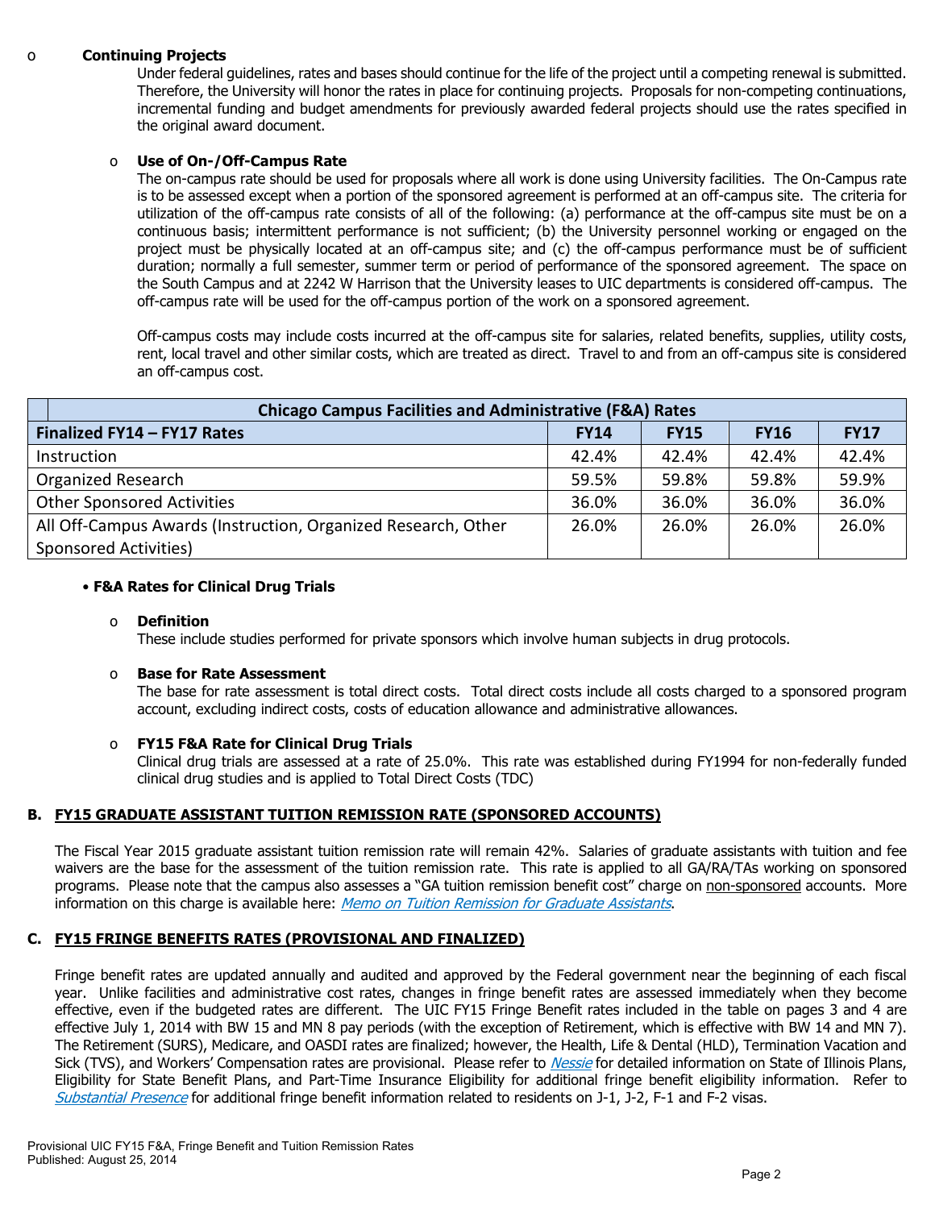- **Continuing Projects**

  Under federal guidelines, rates and bases should continue for the life of the project until a competing renewal is submitted. Therefore, the University will honor the rates in place for continuing projects. Proposals for non-competing continuations, incremental funding and budget amendments for previously awarded federal projects should use the rates specified in the original award document.

- **Use of On-/Off-Campus Rate**

  The on-campus rate should be used for proposals where all work is done using University facilities. The On-Campus rate is to be assessed except when a portion of the sponsored agreement is performed at an off-campus site. The criteria for utilization of the off-campus rate consists of all of the following: (a) performance at the off-campus site must be on a continuous basis; intermittent performance is not sufficient; (b) the University personnel working or engaged on the project must be physically located at an off-campus site; and (c) the off-campus performance must be of sufficient duration; normally a full semester, summer term or period of performance of the sponsored agreement. The space on the South Campus and at 2242 W Harrison that the University leases to UIC departments is considered off-campus. The off-campus rate will be used for the off-campus portion of the work on a sponsored agreement.

  Off-campus costs may include costs incurred at the off-campus site for salaries, related benefits, supplies, utility costs, rent, local travel and other similar costs, which are treated as direct. Travel to and from an off-campus site is considered an off-campus cost.

| **Chicago Campus Facilities and Administrative (F&A) Rates** | | | | |
|---|---|---|---|---|
| **Finalized FY14 – FY17 Rates** | **FY14** | **FY15** | **FY16** | **FY17** |
| Instruction | 42.4% | 42.4% | 42.4% | 42.4% |
| Organized Research | 59.5% | 59.8% | 59.8% | 59.9% |
| Other Sponsored Activities | 36.0% | 36.0% | 36.0% | 36.0% |
| All Off-Campus Awards (Instruction, Organized Research, Other Sponsored Activities) | 26.0% | 26.0% | 26.0% | 26.0% |

- **F&A Rates for Clinical Drug Trials**

  - **Definition**

    These include studies performed for private sponsors which involve human subjects in drug protocols.

  - **Base for Rate Assessment**

    The base for rate assessment is total direct costs. Total direct costs include all costs charged to a sponsored program account, excluding indirect costs, costs of education allowance and administrative allowances.

  - **FY15 F&A Rate for Clinical Drug Trials**

    Clinical drug trials are assessed at a rate of 25.0%. This rate was established during FY1994 for non-federally funded clinical drug studies and is applied to Total Direct Costs (TDC)

## B. FY15 GRADUATE ASSISTANT TUITION REMISSION RATE (SPONSORED ACCOUNTS)

The Fiscal Year 2015 graduate assistant tuition remission rate will remain 42%. Salaries of graduate assistants with tuition and fee waivers are the base for the assessment of the tuition remission rate. This rate is applied to all GA/RA/TAs working on sponsored programs. Please note that the campus also assesses a "GA tuition remission benefit cost" charge on non-sponsored accounts. More information on this charge is available here: *Memo on Tuition Remission for Graduate Assistants*.

## C. FY15 FRINGE BENEFITS RATES (PROVISIONAL AND FINALIZED)

Fringe benefit rates are updated annually and audited and approved by the Federal government near the beginning of each fiscal year. Unlike facilities and administrative cost rates, changes in fringe benefit rates are assessed immediately when they become effective, even if the budgeted rates are different. The UIC FY15 Fringe Benefit rates included in the table on pages 3 and 4 are effective July 1, 2014 with BW 15 and MN 8 pay periods (with the exception of Retirement, which is effective with BW 14 and MN 7). The Retirement (SURS), Medicare, and OASDI rates are finalized; however, the Health, Life & Dental (HLD), Termination Vacation and Sick (TVS), and Workers' Compensation rates are provisional. Please refer to *Nessie* for detailed information on State of Illinois Plans, Eligibility for State Benefit Plans, and Part-Time Insurance Eligibility for additional fringe benefit eligibility information. Refer to *Substantial Presence* for additional fringe benefit information related to residents on J-1, J-2, F-1 and F-2 visas.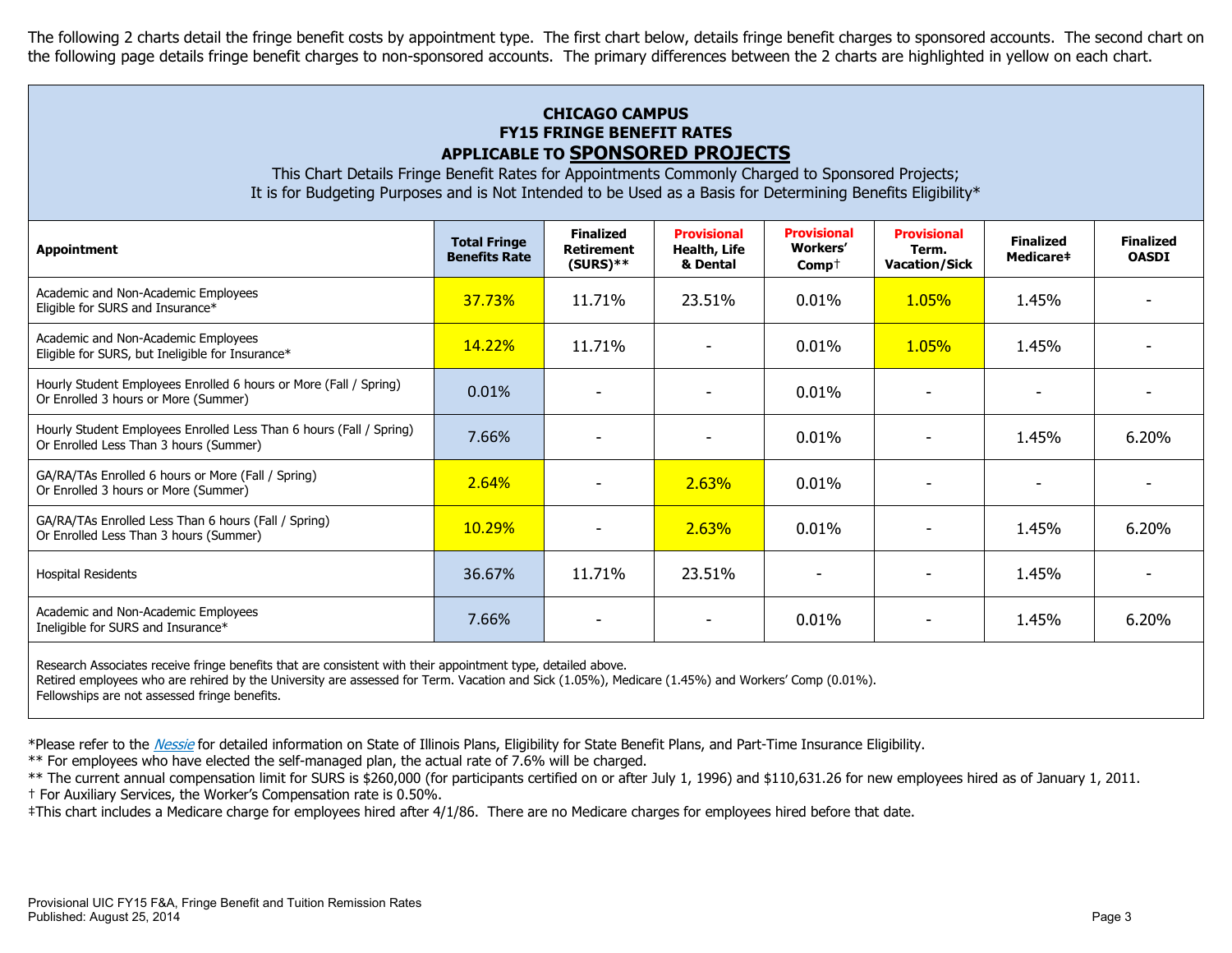The following 2 charts detail the fringe benefit costs by appointment type. The first chart below, details fringe benefit charges to sponsored accounts. The second chart on the following page details fringe benefit charges to non-sponsored accounts. The primary differences between the 2 charts are highlighted in yellow on each chart.

## CHICAGO CAMPUS
## FY15 FRINGE BENEFIT RATES
## APPLICABLE TO SPONSORED PROJECTS

This Chart Details Fringe Benefit Rates for Appointments Commonly Charged to Sponsored Projects;
It is for Budgeting Purposes and is Not Intended to be Used as a Basis for Determining Benefits Eligibility*

| Appointment | Total Fringe Benefits Rate | Finalized Retirement (SURS)** | Provisional Health, Life & Dental | Provisional Workers' Comp† | Provisional Term. Vacation/Sick | Finalized Medicare‡ | Finalized OASDI |
|---|---|---|---|---|---|---|---|
| Academic and Non-Academic Employees Eligible for SURS and Insurance* | 37.73% | 11.71% | 23.51% | 0.01% | 1.05% | 1.45% | - |
| Academic and Non-Academic Employees Eligible for SURS, but Ineligible for Insurance* | 14.22% | 11.71% | - | 0.01% | 1.05% | 1.45% | - |
| Hourly Student Employees Enrolled 6 hours or More (Fall / Spring) Or Enrolled 3 hours or More (Summer) | 0.01% | - | - | 0.01% | - | - | - |
| Hourly Student Employees Enrolled Less Than 6 hours (Fall / Spring) Or Enrolled Less Than 3 hours (Summer) | 7.66% | - | - | 0.01% | - | 1.45% | 6.20% |
| GA/RA/TAs Enrolled 6 hours or More (Fall / Spring) Or Enrolled 3 hours or More (Summer) | 2.64% | - | 2.63% | 0.01% | - | - | - |
| GA/RA/TAs Enrolled Less Than 6 hours (Fall / Spring) Or Enrolled Less Than 3 hours (Summer) | 10.29% | - | 2.63% | 0.01% | - | 1.45% | 6.20% |
| Hospital Residents | 36.67% | 11.71% | 23.51% | - | - | 1.45% | - |
| Academic and Non-Academic Employees Ineligible for SURS and Insurance* | 7.66% | - | - | 0.01% | - | 1.45% | 6.20% |

Research Associates receive fringe benefits that are consistent with their appointment type, detailed above.
Retired employees who are rehired by the University are assessed for Term. Vacation and Sick (1.05%), Medicare (1.45%) and Workers' Comp (0.01%).
Fellowships are not assessed fringe benefits.

*Please refer to the *Nessie* for detailed information on State of Illinois Plans, Eligibility for State Benefit Plans, and Part-Time Insurance Eligibility.

** For employees who have elected the self-managed plan, the actual rate of 7.6% will be charged.

** The current annual compensation limit for SURS is $260,000 (for participants certified on or after July 1, 1996) and $110,631.26 for new employees hired as of January 1, 2011.

† For Auxiliary Services, the Worker's Compensation rate is 0.50%.

‡This chart includes a Medicare charge for employees hired after 4/1/86. There are no Medicare charges for employees hired before that date.

Provisional UIC FY15 F&A, Fringe Benefit and Tuition Remission Rates
Published: August 25, 2014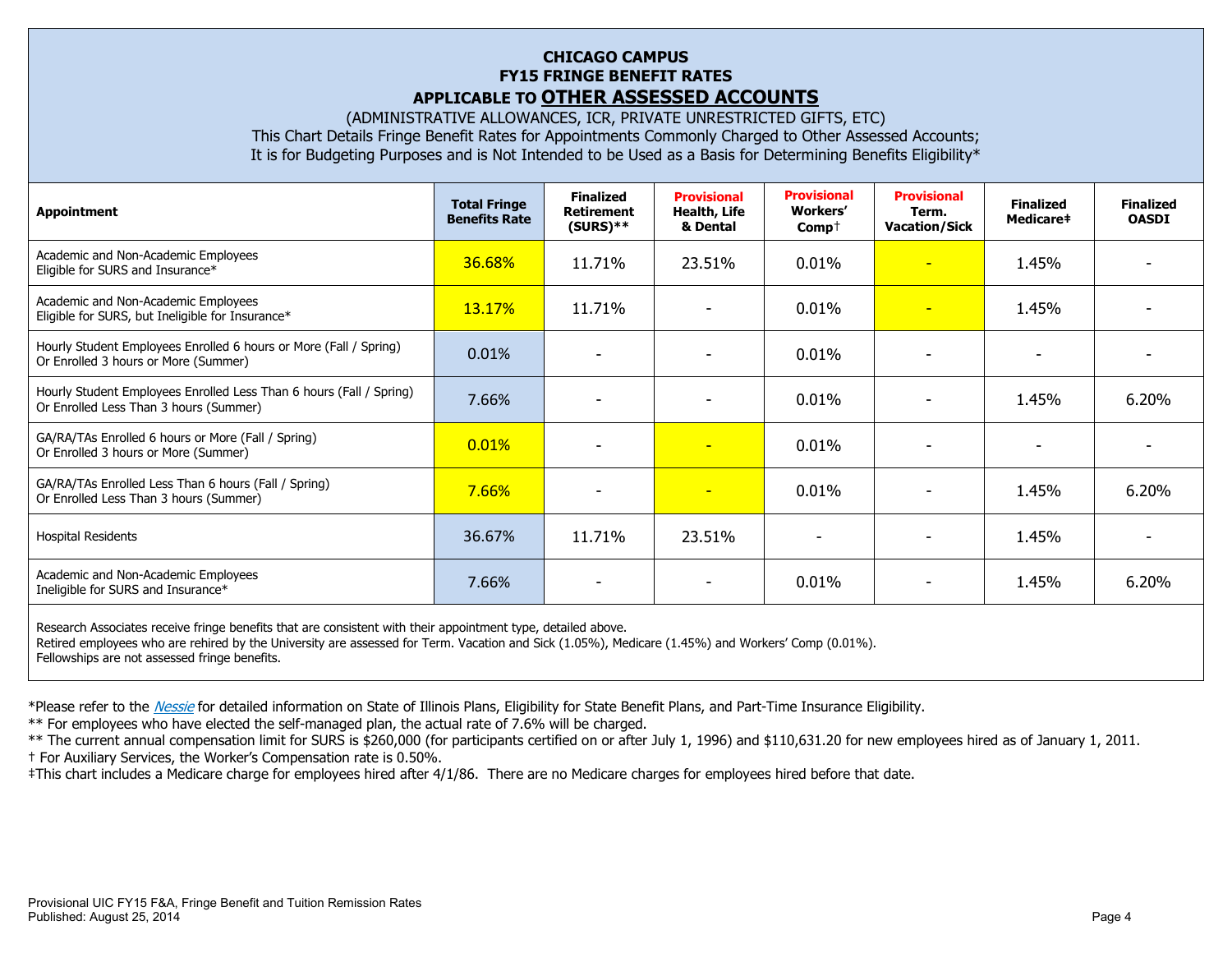# CHICAGO CAMPUS
## FY15 FRINGE BENEFIT RATES
## APPLICABLE TO **OTHER ASSESSED ACCOUNTS**

(ADMINISTRATIVE ALLOWANCES, ICR, PRIVATE UNRESTRICTED GIFTS, ETC)
This Chart Details Fringe Benefit Rates for Appointments Commonly Charged to Other Assessed Accounts;
It is for Budgeting Purposes and is Not Intended to be Used as a Basis for Determining Benefits Eligibility*

| Appointment | Total Fringe Benefits Rate | Finalized Retirement (SURS)** | Provisional Health, Life & Dental | Provisional Workers' Comp† | Provisional Term. Vacation/Sick | Finalized Medicare‡ | Finalized OASDI |
|---|---|---|---|---|---|---|---|
| Academic and Non-Academic Employees Eligible for SURS and Insurance* | 36.68% | 11.71% | 23.51% | 0.01% | - | 1.45% | - |
| Academic and Non-Academic Employees Eligible for SURS, but Ineligible for Insurance* | 13.17% | 11.71% | - | 0.01% | - | 1.45% | - |
| Hourly Student Employees Enrolled 6 hours or More (Fall / Spring) Or Enrolled 3 hours or More (Summer) | 0.01% | - | - | 0.01% | - | - | - |
| Hourly Student Employees Enrolled Less Than 6 hours (Fall / Spring) Or Enrolled Less Than 3 hours (Summer) | 7.66% | - | - | 0.01% | - | 1.45% | 6.20% |
| GA/RA/TAs Enrolled 6 hours or More (Fall / Spring) Or Enrolled 3 hours or More (Summer) | 0.01% | - | - | 0.01% | - | - | - |
| GA/RA/TAs Enrolled Less Than 6 hours (Fall / Spring) Or Enrolled Less Than 3 hours (Summer) | 7.66% | - | - | 0.01% | - | 1.45% | 6.20% |
| Hospital Residents | 36.67% | 11.71% | 23.51% | - | - | 1.45% | - |
| Academic and Non-Academic Employees Ineligible for SURS and Insurance* | 7.66% | - | - | 0.01% | - | 1.45% | 6.20% |

Research Associates receive fringe benefits that are consistent with their appointment type, detailed above.
Retired employees who are rehired by the University are assessed for Term. Vacation and Sick (1.05%), Medicare (1.45%) and Workers' Comp (0.01%).
Fellowships are not assessed fringe benefits.

*Please refer to the *Nessie* for detailed information on State of Illinois Plans, Eligibility for State Benefit Plans, and Part-Time Insurance Eligibility.

** For employees who have elected the self-managed plan, the actual rate of 7.6% will be charged.

** The current annual compensation limit for SURS is $260,000 (for participants certified on or after July 1, 1996) and $110,631.20 for new employees hired as of January 1, 2011.

† For Auxiliary Services, the Worker's Compensation rate is 0.50%.

‡This chart includes a Medicare charge for employees hired after 4/1/86. There are no Medicare charges for employees hired before that date.

Provisional UIC FY15 F&A, Fringe Benefit and Tuition Remission Rates
Published: August 25, 2014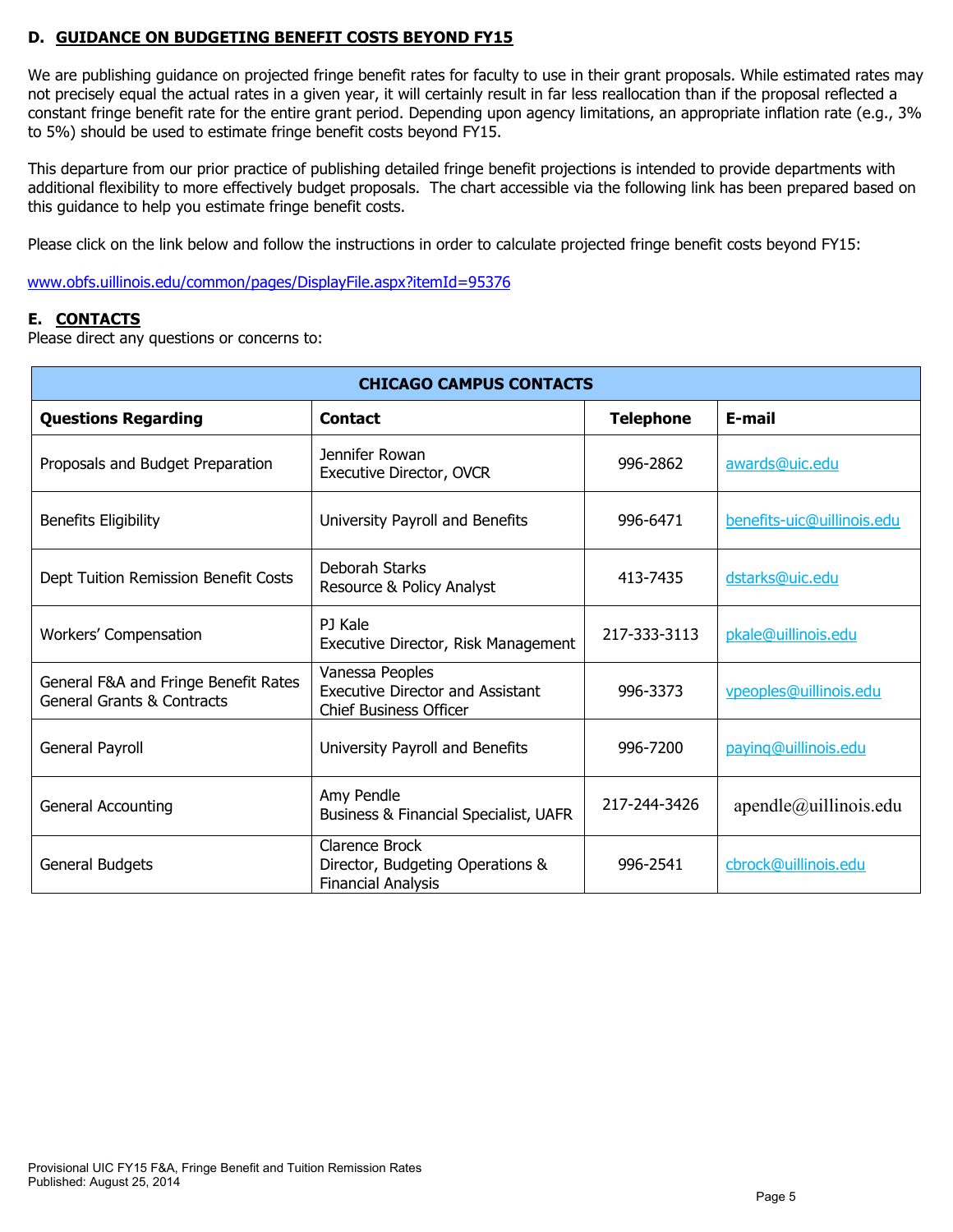## D. GUIDANCE ON BUDGETING BENEFIT COSTS BEYOND FY15

We are publishing guidance on projected fringe benefit rates for faculty to use in their grant proposals. While estimated rates may not precisely equal the actual rates in a given year, it will certainly result in far less reallocation than if the proposal reflected a constant fringe benefit rate for the entire grant period. Depending upon agency limitations, an appropriate inflation rate (e.g., 3% to 5%) should be used to estimate fringe benefit costs beyond FY15.

This departure from our prior practice of publishing detailed fringe benefit projections is intended to provide departments with additional flexibility to more effectively budget proposals. The chart accessible via the following link has been prepared based on this guidance to help you estimate fringe benefit costs.

Please click on the link below and follow the instructions in order to calculate projected fringe benefit costs beyond FY15:

www.obfs.uillinois.edu/common/pages/DisplayFile.aspx?itemId=95376

## E. CONTACTS

Please direct any questions or concerns to:

| CHICAGO CAMPUS CONTACTS | | | |
|---|---|---|---|
| **Questions Regarding** | **Contact** | **Telephone** | **E-mail** |
| Proposals and Budget Preparation | Jennifer Rowan<br>Executive Director, OVCR | 996-2862 | awards@uic.edu |
| Benefits Eligibility | University Payroll and Benefits | 996-6471 | benefits-uic@uillinois.edu |
| Dept Tuition Remission Benefit Costs | Deborah Starks<br>Resource & Policy Analyst | 413-7435 | dstarks@uic.edu |
| Workers' Compensation | PJ Kale<br>Executive Director, Risk Management | 217-333-3113 | pkale@uillinois.edu |
| General F&A and Fringe Benefit Rates<br>General Grants & Contracts | Vanessa Peoples<br>Executive Director and Assistant Chief Business Officer | 996-3373 | vpeoples@uillinois.edu |
| General Payroll | University Payroll and Benefits | 996-7200 | payinq@uillinois.edu |
| General Accounting | Amy Pendle<br>Business & Financial Specialist, UAFR | 217-244-3426 | apendle@uillinois.edu |
| General Budgets | Clarence Brock<br>Director, Budgeting Operations & Financial Analysis | 996-2541 | cbrock@uillinois.edu |

Provisional UIC FY15 F&A, Fringe Benefit and Tuition Remission Rates
Published: August 25, 2014